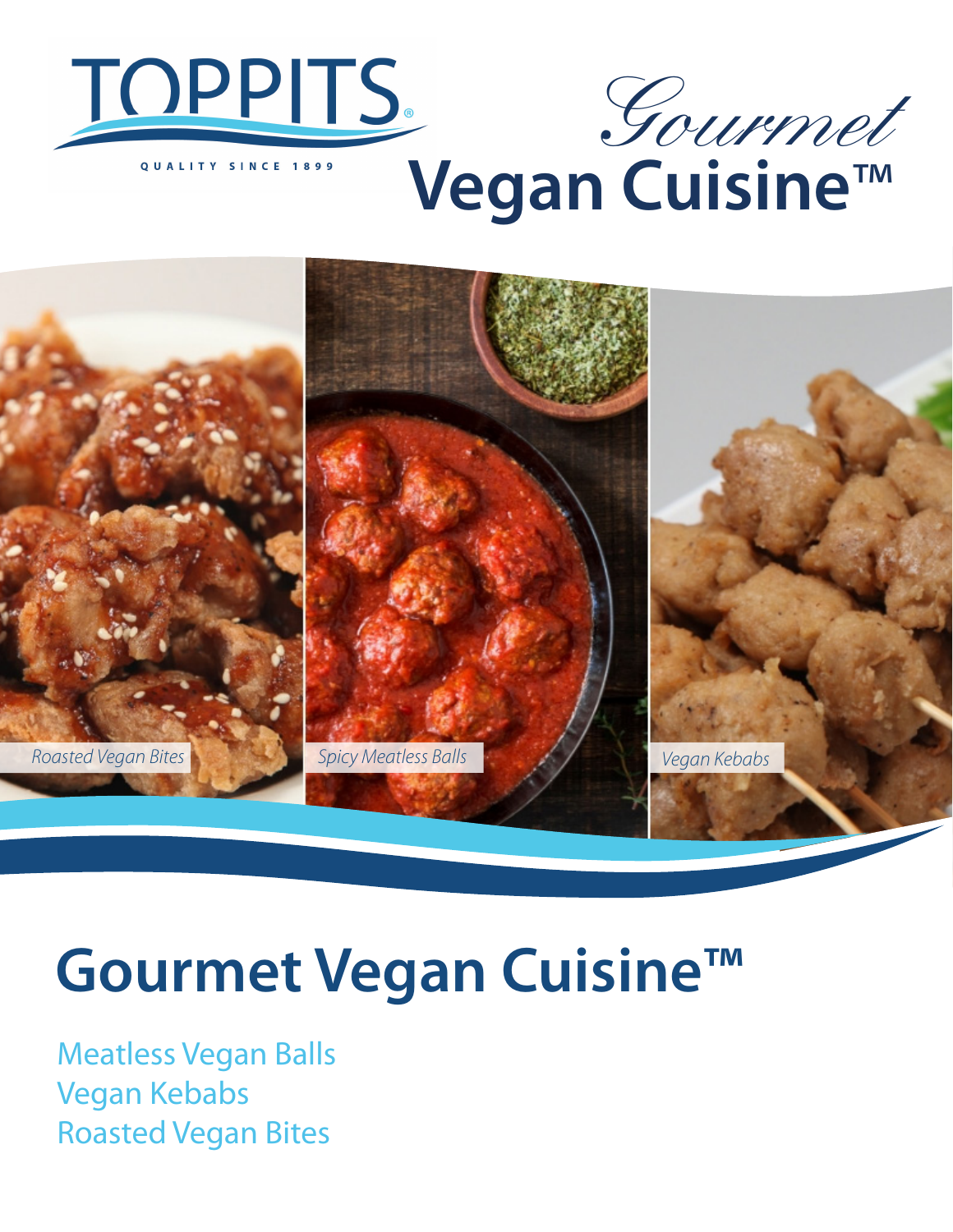TOPPITS®

QUALITY SINCE 1899

# Gourmet Vegan Cuisine™

*Roasted Vegan Bites*

*Spicy Meatless Balls*

*Vegan Kebabs*

# Gourmet Vegan Cuisine™

Meatless Vegan Balls
Vegan Kebabs
Roasted Vegan Bites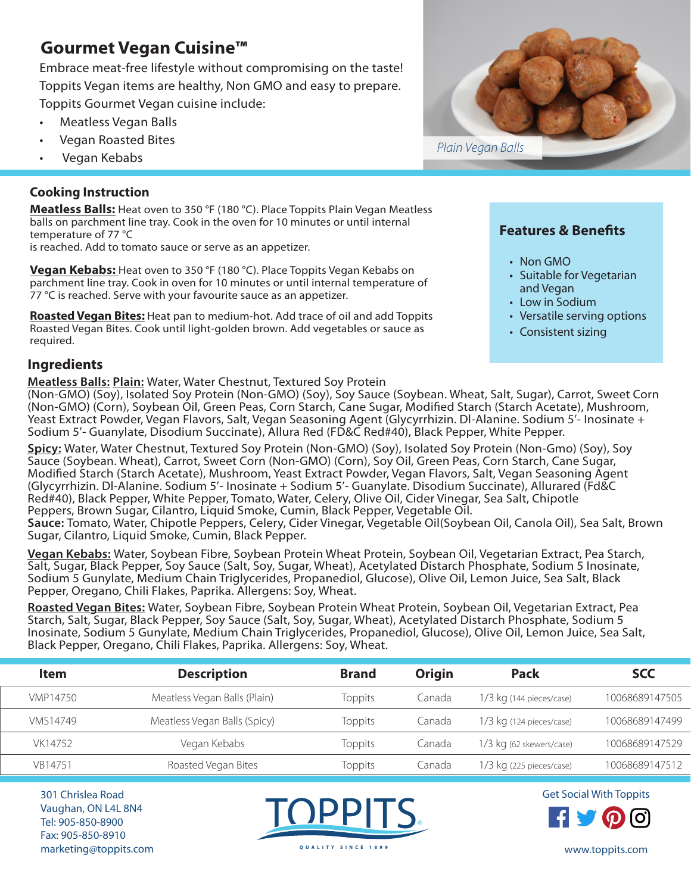## Gourmet Vegan Cuisine™

Embrace meat-free lifestyle without compromising on the taste! Toppits Vegan items are healthy, Non GMO and easy to prepare. Toppits Gourmet Vegan cuisine include:

- Meatless Vegan Balls
- Vegan Roasted Bites
- Vegan Kebabs

*Plain Vegan Balls*

### Cooking Instruction

**Meatless Balls:** Heat oven to 350 °F (180 °C). Place Toppits Plain Vegan Meatless balls on parchment line tray. Cook in the oven for 10 minutes or until internal temperature of 77 °C is reached. Add to tomato sauce or serve as an appetizer.

**Vegan Kebabs:** Heat oven to 350 °F (180 °C). Place Toppits Vegan Kebabs on parchment line tray. Cook in oven for 10 minutes or until internal temperature of 77 °C is reached. Serve with your favourite sauce as an appetizer.

**Roasted Vegan Bites:** Heat pan to medium-hot. Add trace of oil and add Toppits Roasted Vegan Bites. Cook until light-golden brown. Add vegetables or sauce as required.

### Features & Benefits

- Non GMO
- Suitable for Vegetarian and Vegan
- Low in Sodium
- Versatile serving options
- Consistent sizing

### Ingredients

**Meatless Balls: Plain:** Water, Water Chestnut, Textured Soy Protein (Non-GMO) (Soy), Isolated Soy Protein (Non-GMO) (Soy), Soy Sauce (Soybean. Wheat, Salt, Sugar), Carrot, Sweet Corn (Non-GMO) (Corn), Soybean Oil, Green Peas, Corn Starch, Cane Sugar, Modified Starch (Starch Acetate), Mushroom, Yeast Extract Powder, Vegan Flavors, Salt, Vegan Seasoning Agent (Glycyrrhizin. Dl-Alanine. Sodium 5'- Inosinate + Sodium 5'- Guanylate, Disodium Succinate), Allura Red (FD&C Red#40), Black Pepper, White Pepper.

**Spicy:** Water, Water Chestnut, Textured Soy Protein (Non-GMO) (Soy), Isolated Soy Protein (Non-Gmo) (Soy), Soy Sauce (Soybean. Wheat), Carrot, Sweet Corn (Non-GMO) (Corn), Soy Oil, Green Peas, Corn Starch, Cane Sugar, Modified Starch (Starch Acetate), Mushroom, Yeast Extract Powder, Vegan Flavors, Salt, Vegan Seasoning Agent (Glycyrrhizin. Dl-Alanine. Sodium 5'- Inosinate + Sodium 5'- Guanylate. Disodium Succinate), Allurared (Fd&C Red#40), Black Pepper, White Pepper, Tomato, Water, Celery, Olive Oil, Cider Vinegar, Sea Salt, Chipotle Peppers, Brown Sugar, Cilantro, Liquid Smoke, Cumin, Black Pepper, Vegetable Oil.
**Sauce:** Tomato, Water, Chipotle Peppers, Celery, Cider Vinegar, Vegetable Oil(Soybean Oil, Canola Oil), Sea Salt, Brown Sugar, Cilantro, Liquid Smoke, Cumin, Black Pepper.

**Vegan Kebabs:** Water, Soybean Fibre, Soybean Protein Wheat Protein, Soybean Oil, Vegetarian Extract, Pea Starch, Salt, Sugar, Black Pepper, Soy Sauce (Salt, Soy, Sugar, Wheat), Acetylated Distarch Phosphate, Sodium 5 Inosinate, Sodium 5 Gunylate, Medium Chain Triglycerides, Propanediol, Glucose), Olive Oil, Lemon Juice, Sea Salt, Black Pepper, Oregano, Chili Flakes, Paprika. Allergens: Soy, Wheat.

**Roasted Vegan Bites:** Water, Soybean Fibre, Soybean Protein Wheat Protein, Soybean Oil, Vegetarian Extract, Pea Starch, Salt, Sugar, Black Pepper, Soy Sauce (Salt, Soy, Sugar, Wheat), Acetylated Distarch Phosphate, Sodium 5 Inosinate, Sodium 5 Gunylate, Medium Chain Triglycerides, Propanediol, Glucose), Olive Oil, Lemon Juice, Sea Salt, Black Pepper, Oregano, Chili Flakes, Paprika. Allergens: Soy, Wheat.

| Item | Description | Brand | Origin | Pack | SCC |
|---|---|---|---|---|---|
| VMP14750 | Meatless Vegan Balls (Plain) | Toppits | Canada | 1/3 kg (144 pieces/case) | 10068689147505 |
| VMS14749 | Meatless Vegan Balls (Spicy) | Toppits | Canada | 1/3 kg (124 pieces/case) | 10068689147499 |
| VK14752 | Vegan Kebabs | Toppits | Canada | 1/3 kg (62 skewers/case) | 10068689147529 |
| VB14751 | Roasted Vegan Bites | Toppits | Canada | 1/3 kg (225 pieces/case) | 10068689147512 |

301 Chrislea Road
Vaughan, ON L4L 8N4
Tel: 905-850-8900
Fax: 905-850-8910
marketing@toppits.com

TOPPITS®
QUALITY SINCE 1899

Get Social With Toppits

www.toppits.com